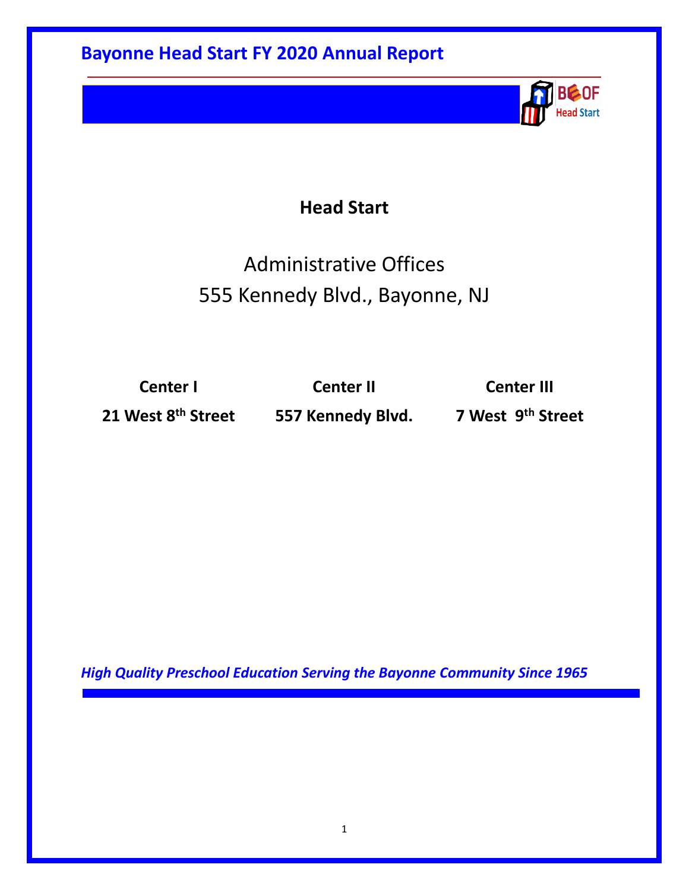# Bayonne Head Start FY 2020 Annual Report

## Head Start

Administrative Offices

555 Kennedy Blvd., Bayonne, NJ

| Center I | Center II | Center III |
| --- | --- | --- |
| 21 West 8th Street | 557 Kennedy Blvd. | 7 West 9th Street |

***High Quality Preschool Education Serving the Bayonne Community Since 1965***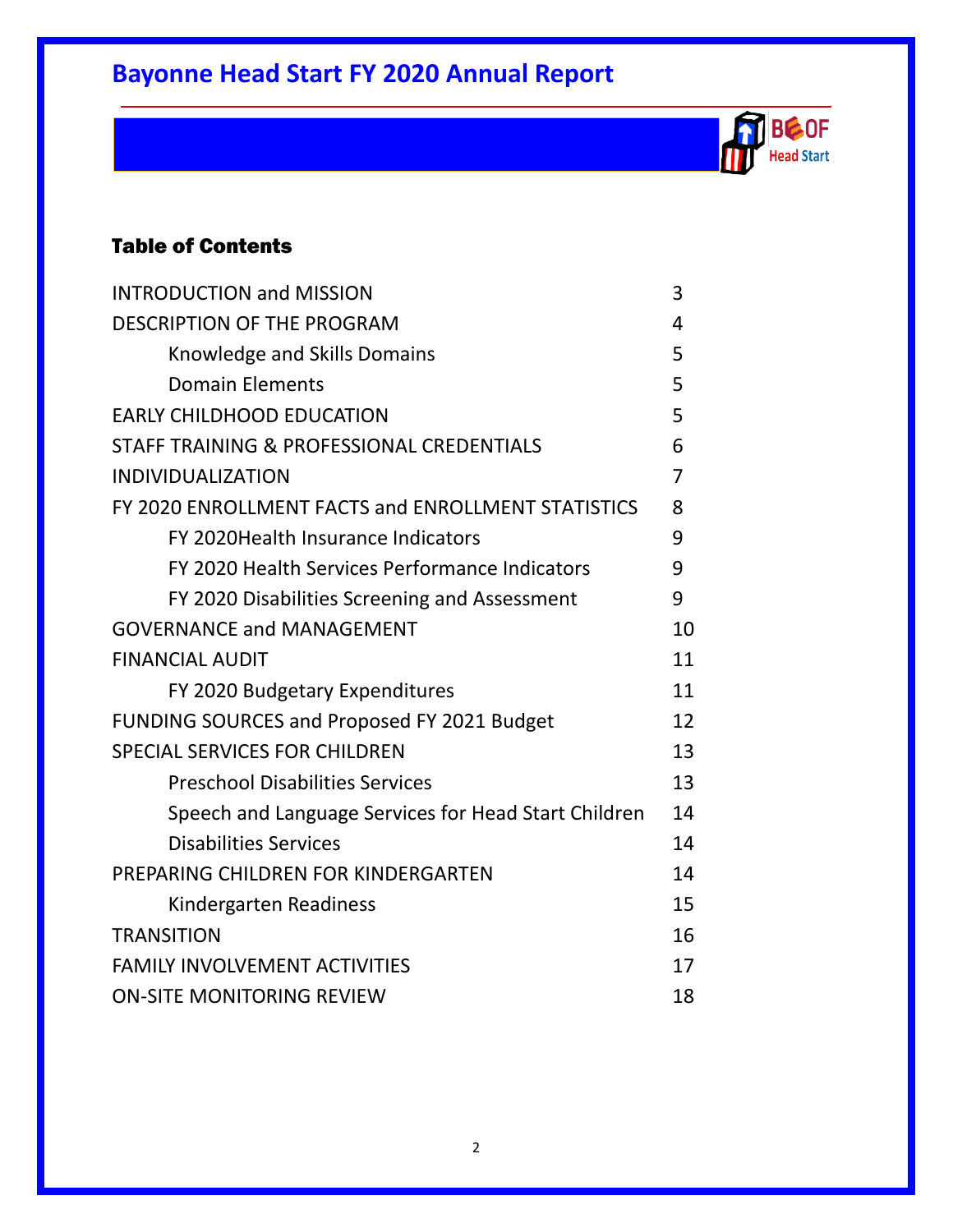# Bayonne Head Start FY 2020 Annual Report

## Table of Contents

| | |
|---|---|
| INTRODUCTION and MISSION | 3 |
| DESCRIPTION OF THE PROGRAM | 4 |
| Knowledge and Skills Domains | 5 |
| Domain Elements | 5 |
| EARLY CHILDHOOD EDUCATION | 5 |
| STAFF TRAINING & PROFESSIONAL CREDENTIALS | 6 |
| INDIVIDUALIZATION | 7 |
| FY 2020 ENROLLMENT FACTS and ENROLLMENT STATISTICS | 8 |
| FY 2020Health Insurance Indicators | 9 |
| FY 2020 Health Services Performance Indicators | 9 |
| FY 2020 Disabilities Screening and Assessment | 9 |
| GOVERNANCE and MANAGEMENT | 10 |
| FINANCIAL AUDIT | 11 |
| FY 2020 Budgetary Expenditures | 11 |
| FUNDING SOURCES and Proposed FY 2021 Budget | 12 |
| SPECIAL SERVICES FOR CHILDREN | 13 |
| Preschool Disabilities Services | 13 |
| Speech and Language Services for Head Start Children | 14 |
| Disabilities Services | 14 |
| PREPARING CHILDREN FOR KINDERGARTEN | 14 |
| Kindergarten Readiness | 15 |
| TRANSITION | 16 |
| FAMILY INVOLVEMENT ACTIVITIES | 17 |
| ON-SITE MONITORING REVIEW | 18 |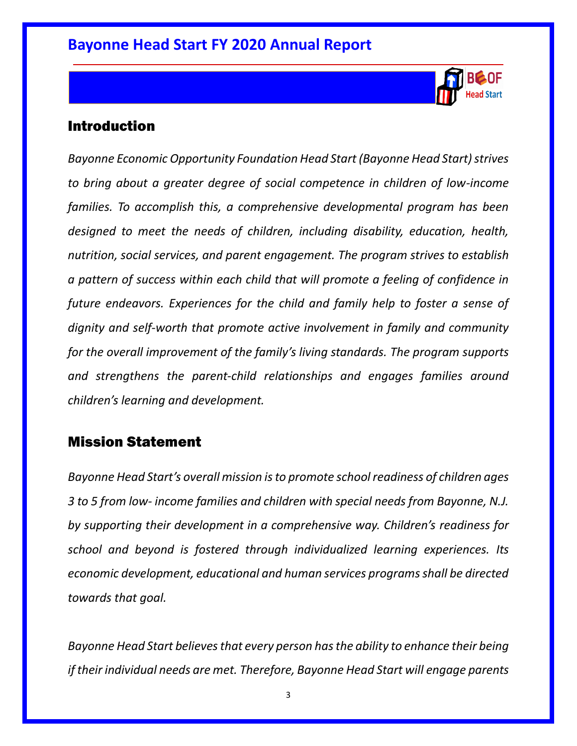# Bayonne Head Start FY 2020 Annual Report

## Introduction

*Bayonne Economic Opportunity Foundation Head Start (Bayonne Head Start) strives to bring about a greater degree of social competence in children of low-income families. To accomplish this, a comprehensive developmental program has been designed to meet the needs of children, including disability, education, health, nutrition, social services, and parent engagement. The program strives to establish a pattern of success within each child that will promote a feeling of confidence in future endeavors. Experiences for the child and family help to foster a sense of dignity and self-worth that promote active involvement in family and community for the overall improvement of the family's living standards. The program supports and strengthens the parent-child relationships and engages families around children's learning and development.*

## Mission Statement

*Bayonne Head Start's overall mission is to promote school readiness of children ages 3 to 5 from low- income families and children with special needs from Bayonne, N.J. by supporting their development in a comprehensive way. Children's readiness for school and beyond is fostered through individualized learning experiences. Its economic development, educational and human services programs shall be directed towards that goal.*

*Bayonne Head Start believes that every person has the ability to enhance their being if their individual needs are met. Therefore, Bayonne Head Start will engage parents*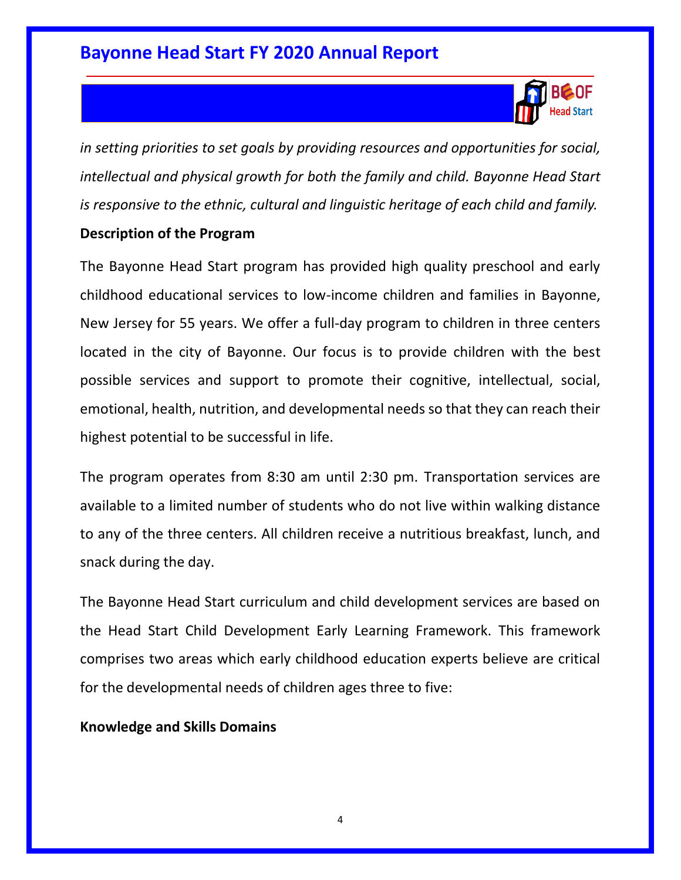*in setting priorities to set goals by providing resources and opportunities for social, intellectual and physical growth for both the family and child. Bayonne Head Start is responsive to the ethnic, cultural and linguistic heritage of each child and family.*

**Description of the Program**

The Bayonne Head Start program has provided high quality preschool and early childhood educational services to low-income children and families in Bayonne, New Jersey for 55 years. We offer a full-day program to children in three centers located in the city of Bayonne. Our focus is to provide children with the best possible services and support to promote their cognitive, intellectual, social, emotional, health, nutrition, and developmental needs so that they can reach their highest potential to be successful in life.

The program operates from 8:30 am until 2:30 pm. Transportation services are available to a limited number of students who do not live within walking distance to any of the three centers. All children receive a nutritious breakfast, lunch, and snack during the day.

The Bayonne Head Start curriculum and child development services are based on the Head Start Child Development Early Learning Framework. This framework comprises two areas which early childhood education experts believe are critical for the developmental needs of children ages three to five:

**Knowledge and Skills Domains**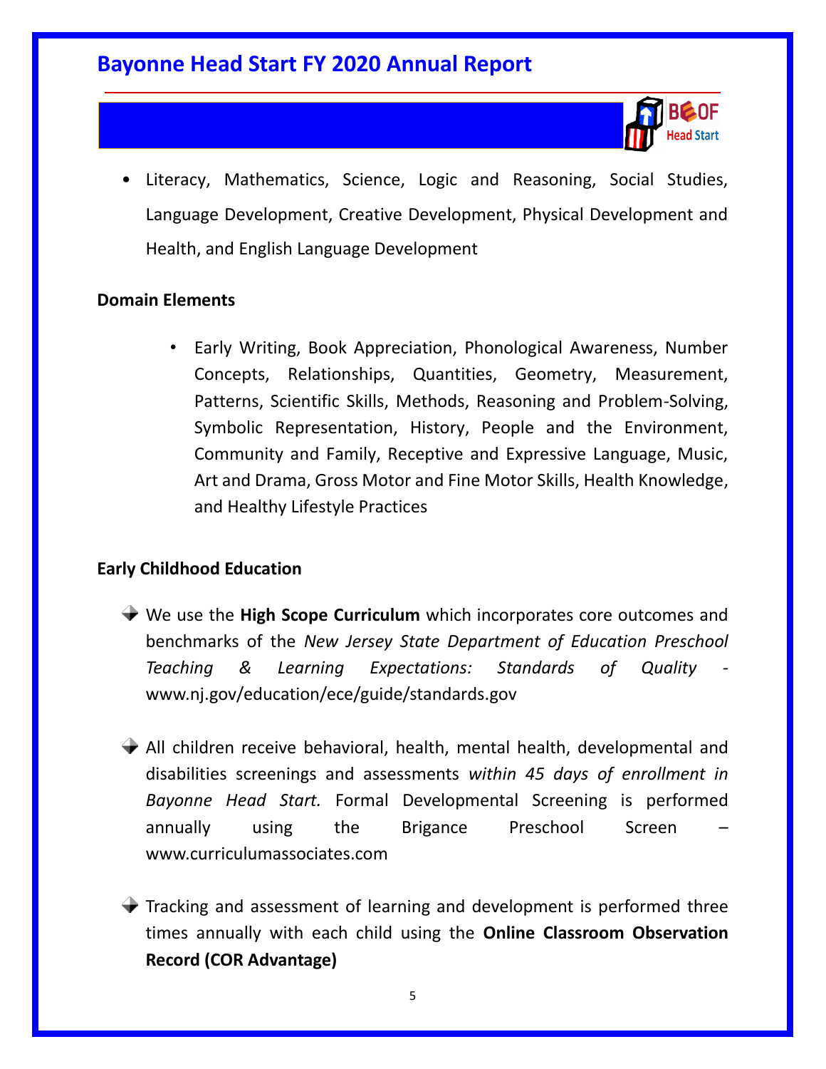- Literacy, Mathematics, Science, Logic and Reasoning, Social Studies, Language Development, Creative Development, Physical Development and Health, and English Language Development

**Domain Elements**

- Early Writing, Book Appreciation, Phonological Awareness, Number Concepts, Relationships, Quantities, Geometry, Measurement, Patterns, Scientific Skills, Methods, Reasoning and Problem-Solving, Symbolic Representation, History, People and the Environment, Community and Family, Receptive and Expressive Language, Music, Art and Drama, Gross Motor and Fine Motor Skills, Health Knowledge, and Healthy Lifestyle Practices

**Early Childhood Education**

- We use the **High Scope Curriculum** which incorporates core outcomes and benchmarks of the *New Jersey State Department of Education Preschool Teaching & Learning Expectations: Standards of Quality* - www.nj.gov/education/ece/guide/standards.gov

- All children receive behavioral, health, mental health, developmental and disabilities screenings and assessments *within 45 days of enrollment in Bayonne Head Start.* Formal Developmental Screening is performed annually using the Brigance Preschool Screen – www.curriculumassociates.com

- Tracking and assessment of learning and development is performed three times annually with each child using the **Online Classroom Observation Record (COR Advantage)**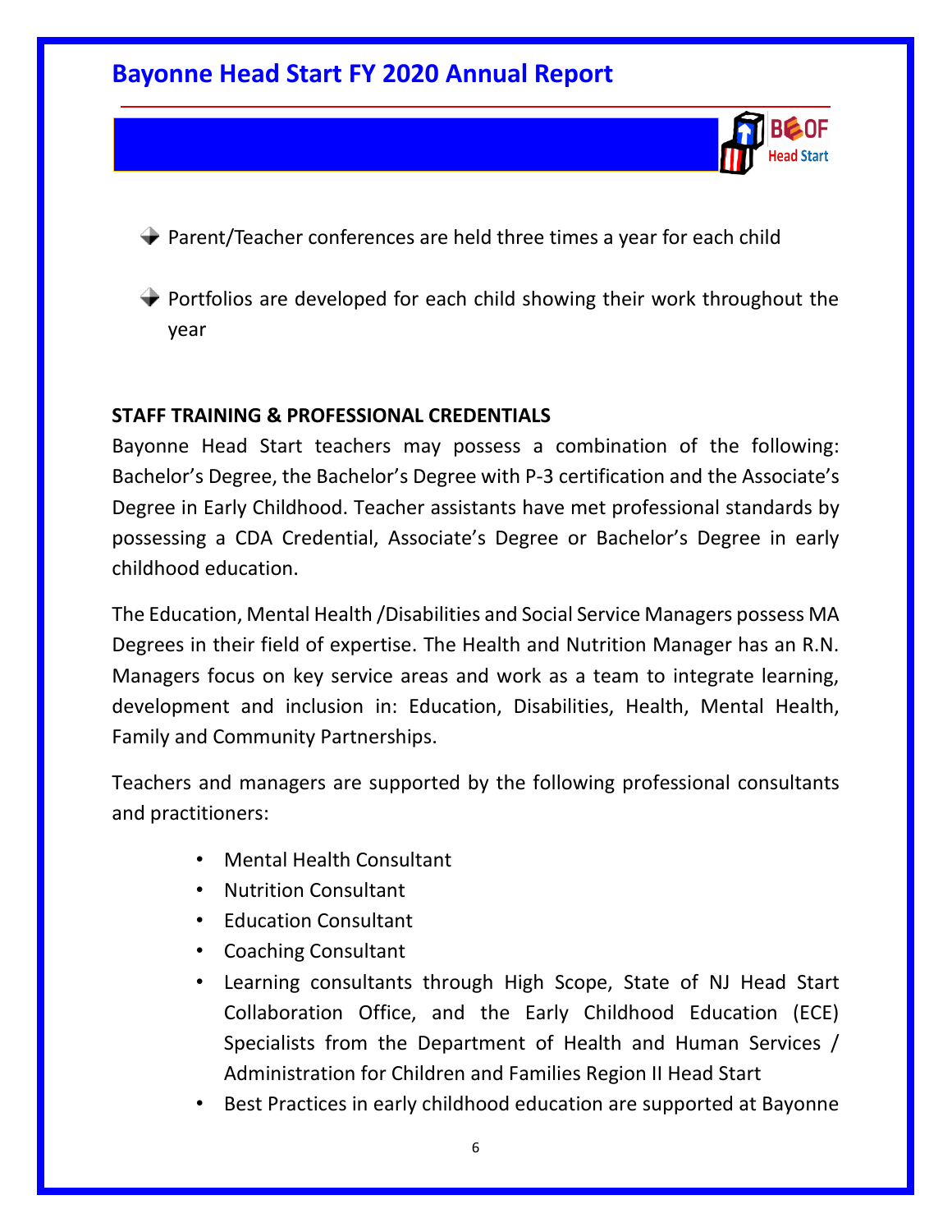- Parent/Teacher conferences are held three times a year for each child

- Portfolios are developed for each child showing their work throughout the year

**STAFF TRAINING & PROFESSIONAL CREDENTIALS**

Bayonne Head Start teachers may possess a combination of the following: Bachelor's Degree, the Bachelor's Degree with P-3 certification and the Associate's Degree in Early Childhood. Teacher assistants have met professional standards by possessing a CDA Credential, Associate's Degree or Bachelor's Degree in early childhood education.

The Education, Mental Health /Disabilities and Social Service Managers possess MA Degrees in their field of expertise. The Health and Nutrition Manager has an R.N. Managers focus on key service areas and work as a team to integrate learning, development and inclusion in: Education, Disabilities, Health, Mental Health, Family and Community Partnerships.

Teachers and managers are supported by the following professional consultants and practitioners:

- Mental Health Consultant
- Nutrition Consultant
- Education Consultant
- Coaching Consultant
- Learning consultants through High Scope, State of NJ Head Start Collaboration Office, and the Early Childhood Education (ECE) Specialists from the Department of Health and Human Services / Administration for Children and Families Region II Head Start
- Best Practices in early childhood education are supported at Bayonne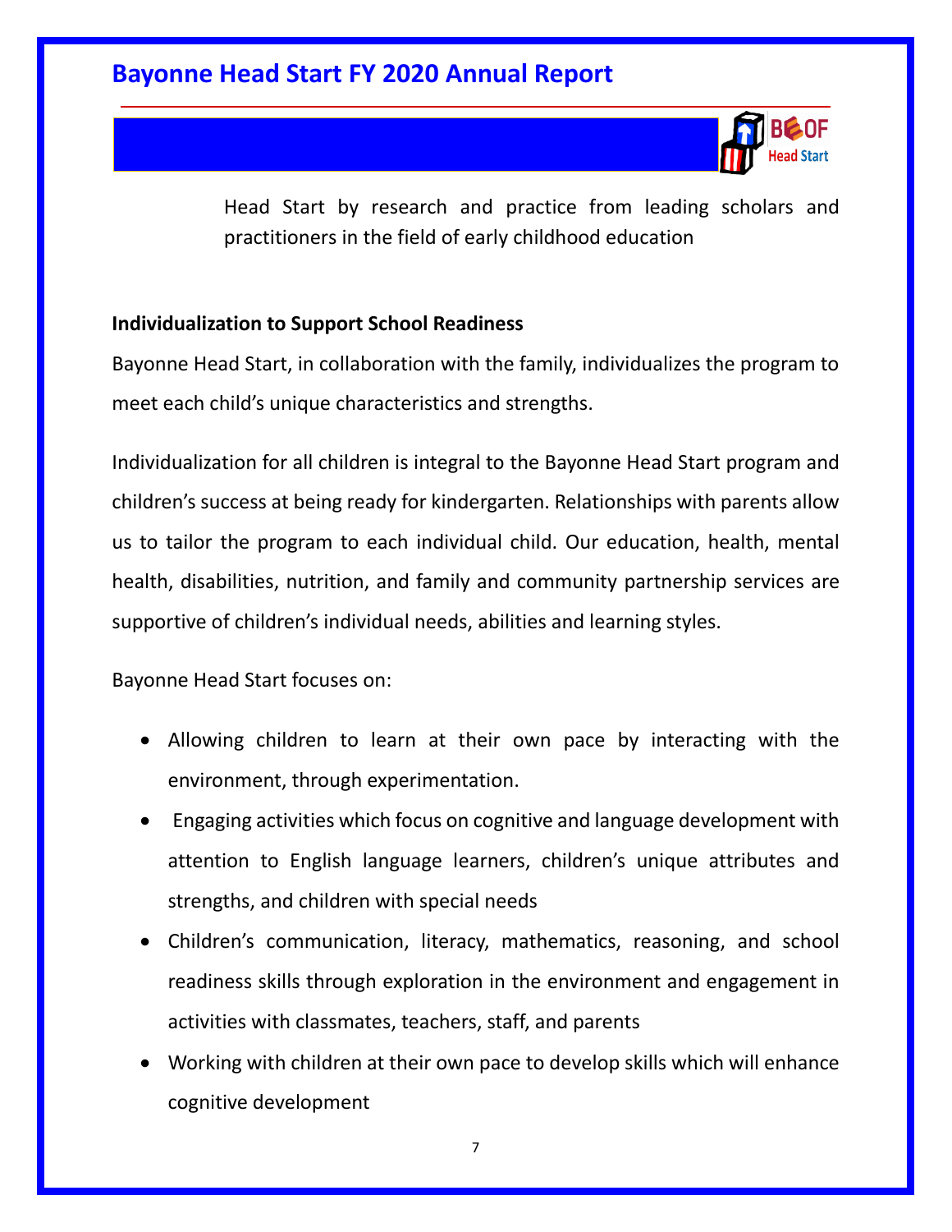Head Start by research and practice from leading scholars and practitioners in the field of early childhood education

**Individualization to Support School Readiness**

Bayonne Head Start, in collaboration with the family, individualizes the program to meet each child's unique characteristics and strengths.

Individualization for all children is integral to the Bayonne Head Start program and children's success at being ready for kindergarten. Relationships with parents allow us to tailor the program to each individual child. Our education, health, mental health, disabilities, nutrition, and family and community partnership services are supportive of children's individual needs, abilities and learning styles.

Bayonne Head Start focuses on:

- Allowing children to learn at their own pace by interacting with the environment, through experimentation.
- Engaging activities which focus on cognitive and language development with attention to English language learners, children's unique attributes and strengths, and children with special needs
- Children's communication, literacy, mathematics, reasoning, and school readiness skills through exploration in the environment and engagement in activities with classmates, teachers, staff, and parents
- Working with children at their own pace to develop skills which will enhance cognitive development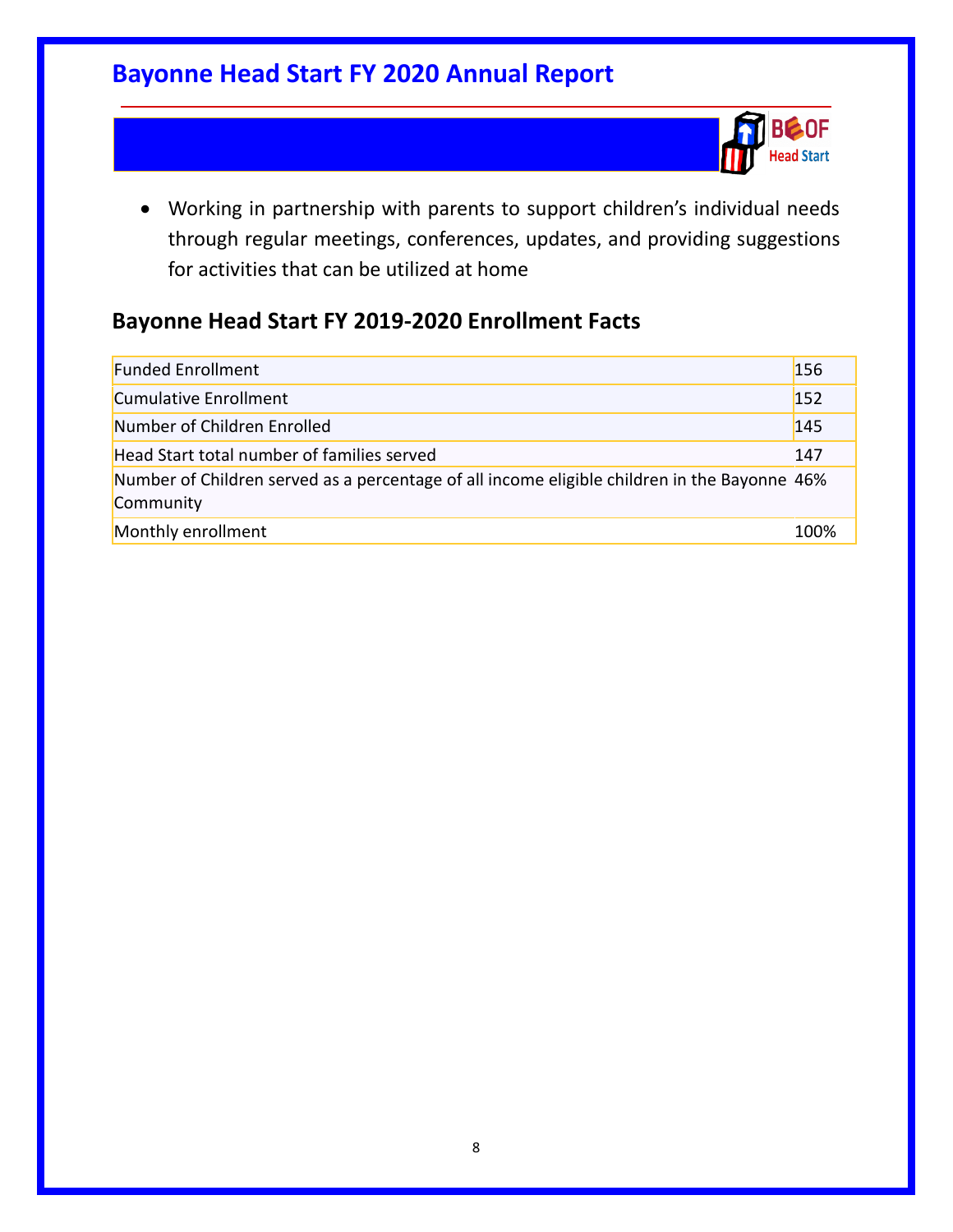- Working in partnership with parents to support children's individual needs through regular meetings, conferences, updates, and providing suggestions for activities that can be utilized at home

## Bayonne Head Start FY 2019-2020 Enrollment Facts

| | |
|---|---|
| Funded Enrollment | 156 |
| Cumulative Enrollment | 152 |
| Number of Children Enrolled | 145 |
| Head Start total number of families served | 147 |
| Number of Children served as a percentage of all income eligible children in the Bayonne Community | 46% |
| Monthly enrollment | 100% |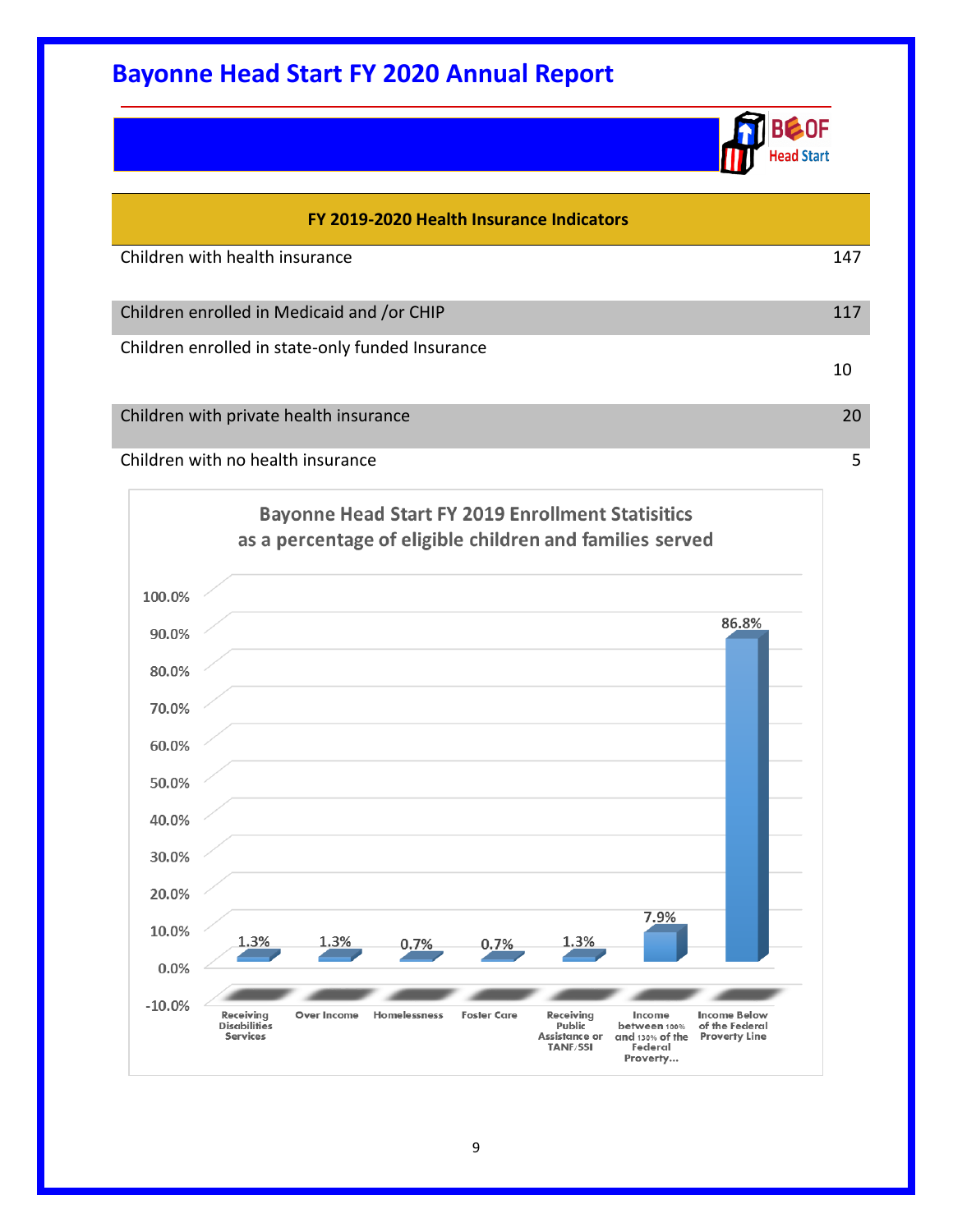# Bayonne Head Start FY 2020 Annual Report

| FY 2019-2020 Health Insurance Indicators | |
|---|---|
| Children with health insurance | 147 |
| Children enrolled in Medicaid and /or CHIP | 117 |
| Children enrolled in state-only funded Insurance | 10 |
| Children with private health insurance | 20 |
| Children with no health insurance | 5 |

**Bayonne Head Start FY 2019 Enrollment Statisitics as a percentage of eligible children and families served**

| Category | Percentage |
|---|---|
| Receiving Disabilities Services | 1.3% |
| Over Income | 1.3% |
| Homelessness | 0.7% |
| Foster Care | 0.7% |
| Receiving Public Assistance or TANF/SSI | 1.3% |
| Income between 100% and 130% of the Federal Proverty... | 7.9% |
| Income Below of the Federal Proverty Line | 86.8% |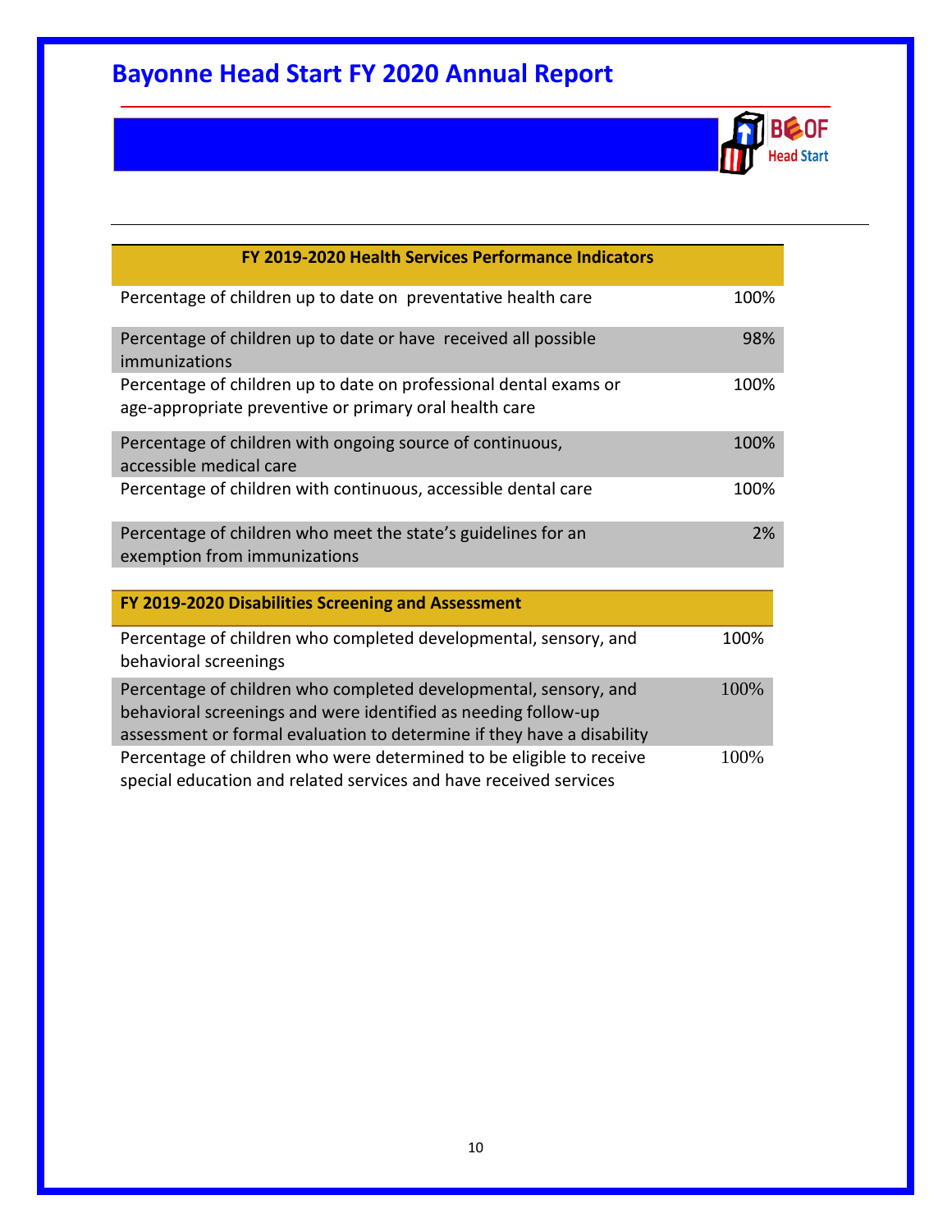# Bayonne Head Start FY 2020 Annual Report

| FY 2019-2020 Health Services Performance Indicators | |
|---|---|
| Percentage of children up to date on preventative health care | 100% |
| Percentage of children up to date or have received all possible immunizations | 98% |
| Percentage of children up to date on professional dental exams or age-appropriate preventive or primary oral health care | 100% |
| Percentage of children with ongoing source of continuous, accessible medical care | 100% |
| Percentage of children with continuous, accessible dental care | 100% |
| Percentage of children who meet the state's guidelines for an exemption from immunizations | 2% |

| FY 2019-2020 Disabilities Screening and Assessment | |
|---|---|
| Percentage of children who completed developmental, sensory, and behavioral screenings | 100% |
| Percentage of children who completed developmental, sensory, and behavioral screenings and were identified as needing follow-up assessment or formal evaluation to determine if they have a disability | 100% |
| Percentage of children who were determined to be eligible to receive special education and related services and have received services | 100% |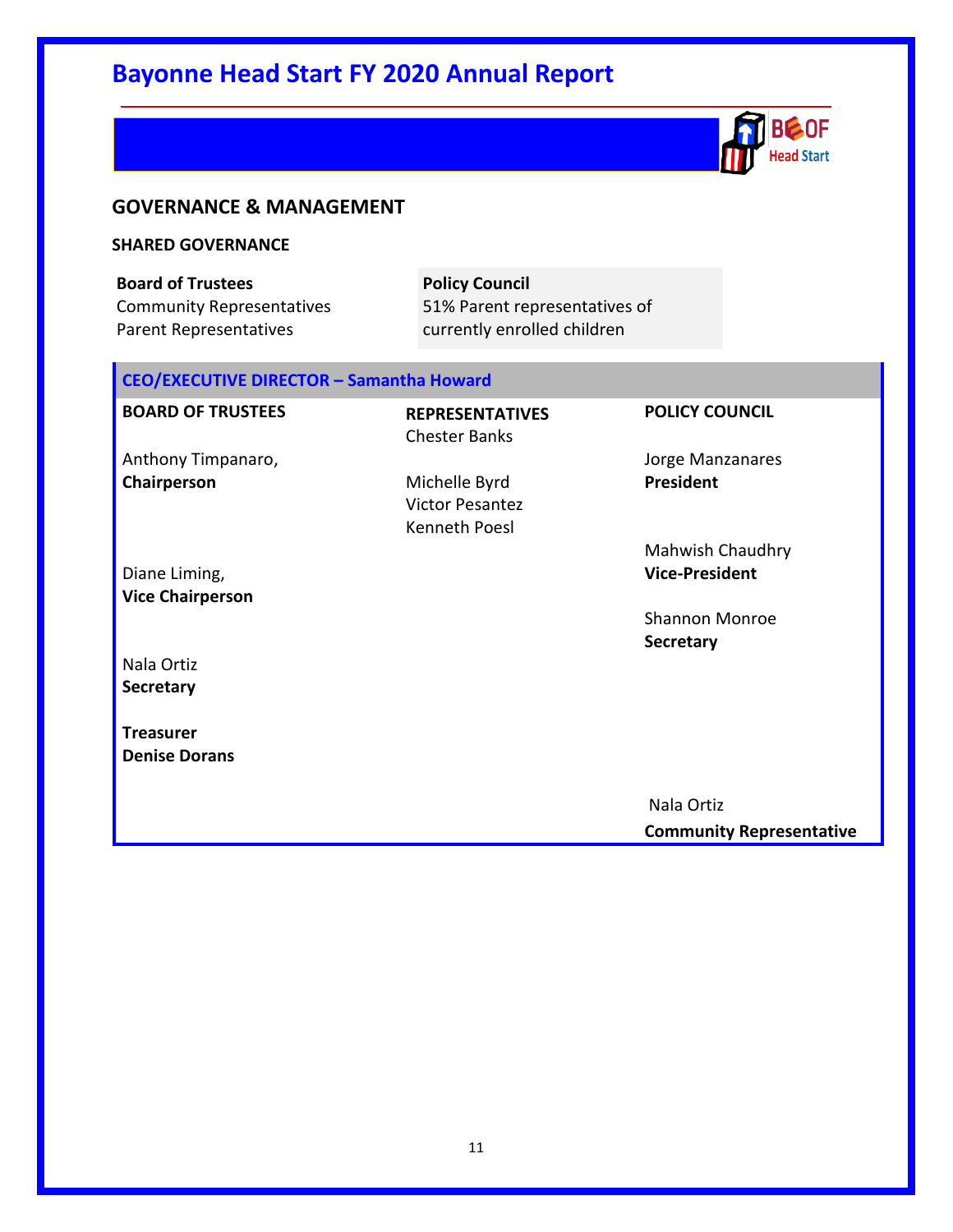# Bayonne Head Start FY 2020 Annual Report

## GOVERNANCE & MANAGEMENT

### SHARED GOVERNANCE

| **Board of Trustees** | **Policy Council** |
|---|---|
| Community Representatives | 51% Parent representatives of |
| Parent Representatives | currently enrolled children |

**CEO/EXECUTIVE DIRECTOR – Samantha Howard**

| **BOARD OF TRUSTEES** | **REPRESENTATIVES** | **POLICY COUNCIL** |
|---|---|---|
| Anthony Timpanaro, **Chairperson** | Chester Banks | Jorge Manzanares **President** |
| | Michelle Byrd | |
| | Victor Pesantez | |
| | Kenneth Poesl | |
| Diane Liming, **Vice Chairperson** | | Mahwish Chaudhry **Vice-President** |
| Nala Ortiz **Secretary** | | Shannon Monroe **Secretary** |
| **Treasurer** **Denise Dorans** | | |
| | | Nala Ortiz **Community Representative** |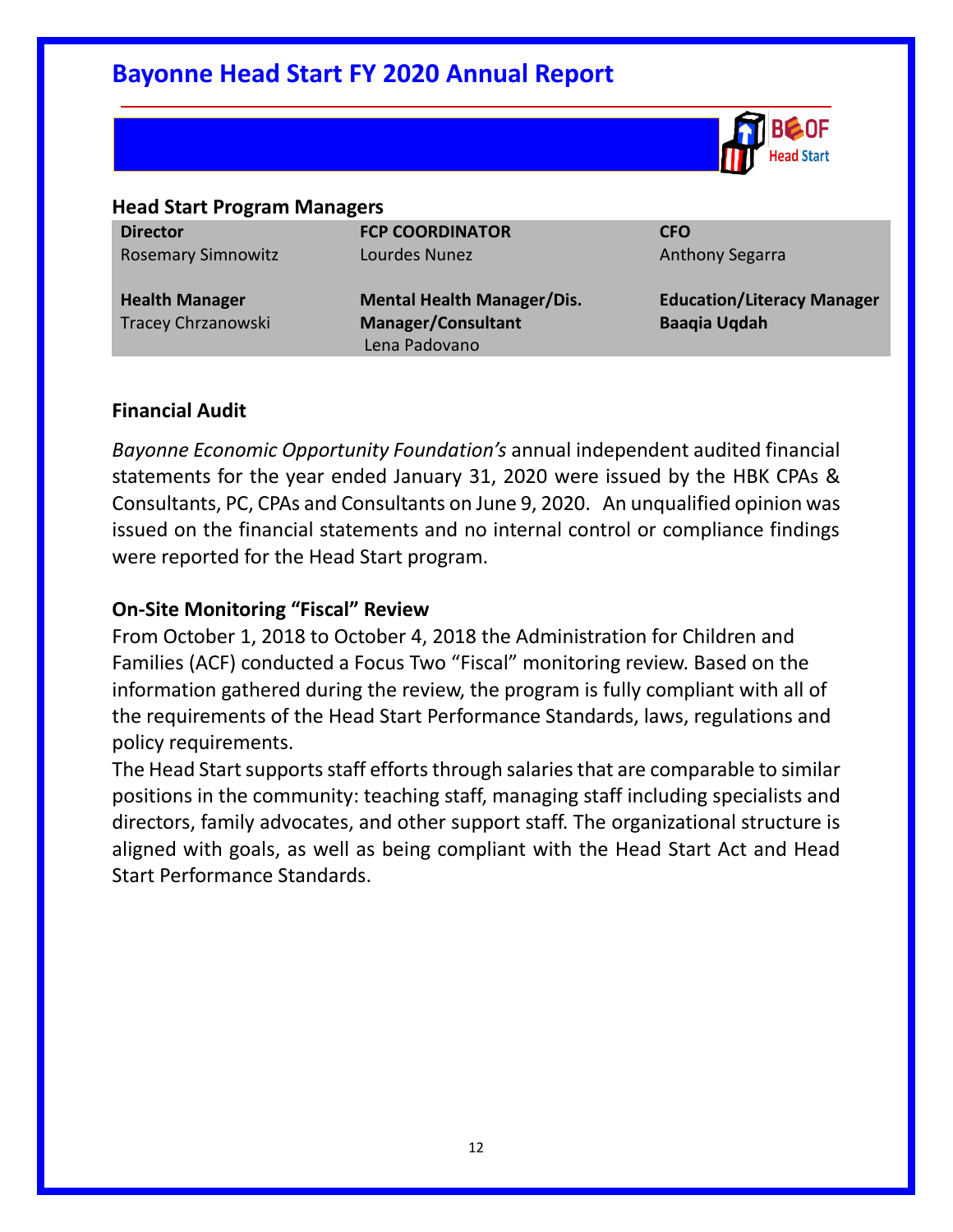# Bayonne Head Start FY 2020 Annual Report

### Head Start Program Managers

| Director | FCP COORDINATOR | CFO |
|---|---|---|
| Rosemary Simnowitz | Lourdes Nunez | Anthony Segarra |
| **Health Manager** | **Mental Health Manager/Dis. Manager/Consultant** | **Education/Literacy Manager** |
| Tracey Chrzanowski | Lena Padovano | **Baaqia Uqdah** |

### Financial Audit

*Bayonne Economic Opportunity Foundation's* annual independent audited financial statements for the year ended January 31, 2020 were issued by the HBK CPAs & Consultants, PC, CPAs and Consultants on June 9, 2020. An unqualified opinion was issued on the financial statements and no internal control or compliance findings were reported for the Head Start program.

### On-Site Monitoring "Fiscal" Review

From October 1, 2018 to October 4, 2018 the Administration for Children and Families (ACF) conducted a Focus Two "Fiscal" monitoring review. Based on the information gathered during the review, the program is fully compliant with all of the requirements of the Head Start Performance Standards, laws, regulations and policy requirements.

The Head Start supports staff efforts through salaries that are comparable to similar positions in the community: teaching staff, managing staff including specialists and directors, family advocates, and other support staff. The organizational structure is aligned with goals, as well as being compliant with the Head Start Act and Head Start Performance Standards.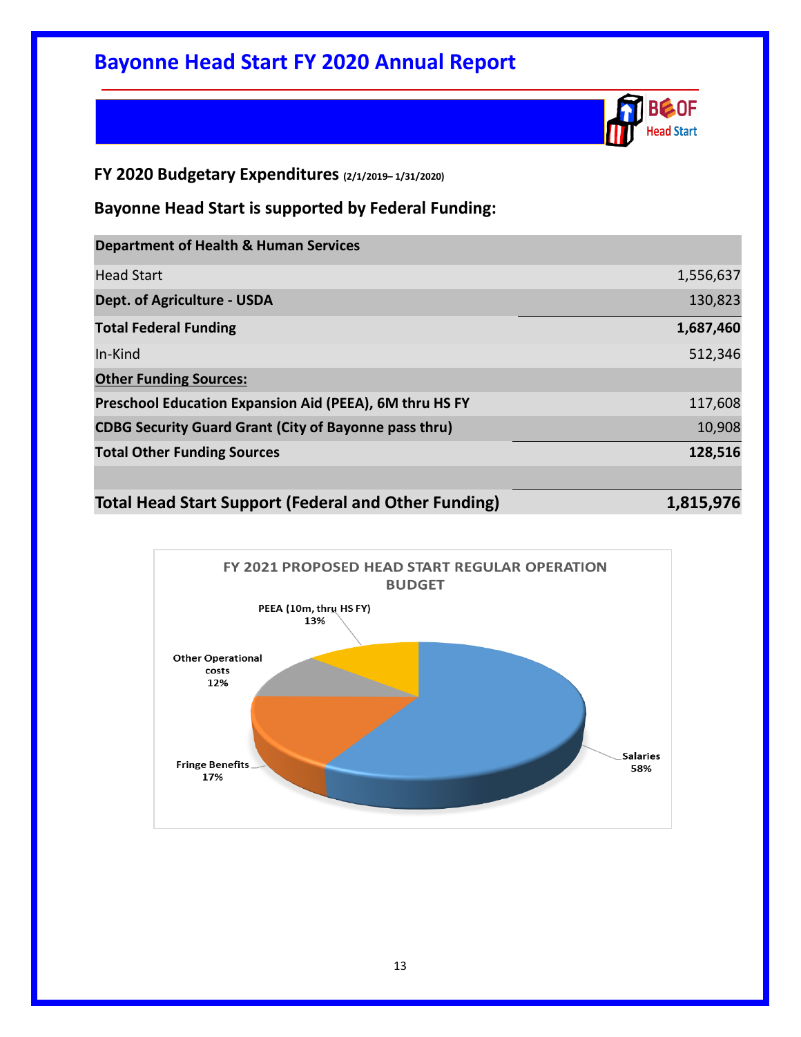# Bayonne Head Start FY 2020 Annual Report

## FY 2020 Budgetary Expenditures (2/1/2019– 1/31/2020)

### Bayonne Head Start is supported by Federal Funding:

| **Department of Health & Human Services** | |
|---|---:|
| Head Start | 1,556,637 |
| **Dept. of Agriculture - USDA** | 130,823 |
| **Total Federal Funding** | **1,687,460** |
| In-Kind | 512,346 |
| **Other Funding Sources:** | |
| **Preschool Education Expansion Aid (PEEA), 6M thru HS FY** | 117,608 |
| **CDBG Security Guard Grant (City of Bayonne pass thru)** | 10,908 |
| **Total Other Funding Sources** | **128,516** |
| | |
| **Total Head Start Support (Federal and Other Funding)** | **1,815,976** |

**FY 2021 PROPOSED HEAD START REGULAR OPERATION BUDGET**

| Category | Percentage |
|---|---:|
| Salaries | 58% |
| Fringe Benefits | 17% |
| PEEA (10m, thru HS FY) | 13% |
| Other Operational costs | 12% |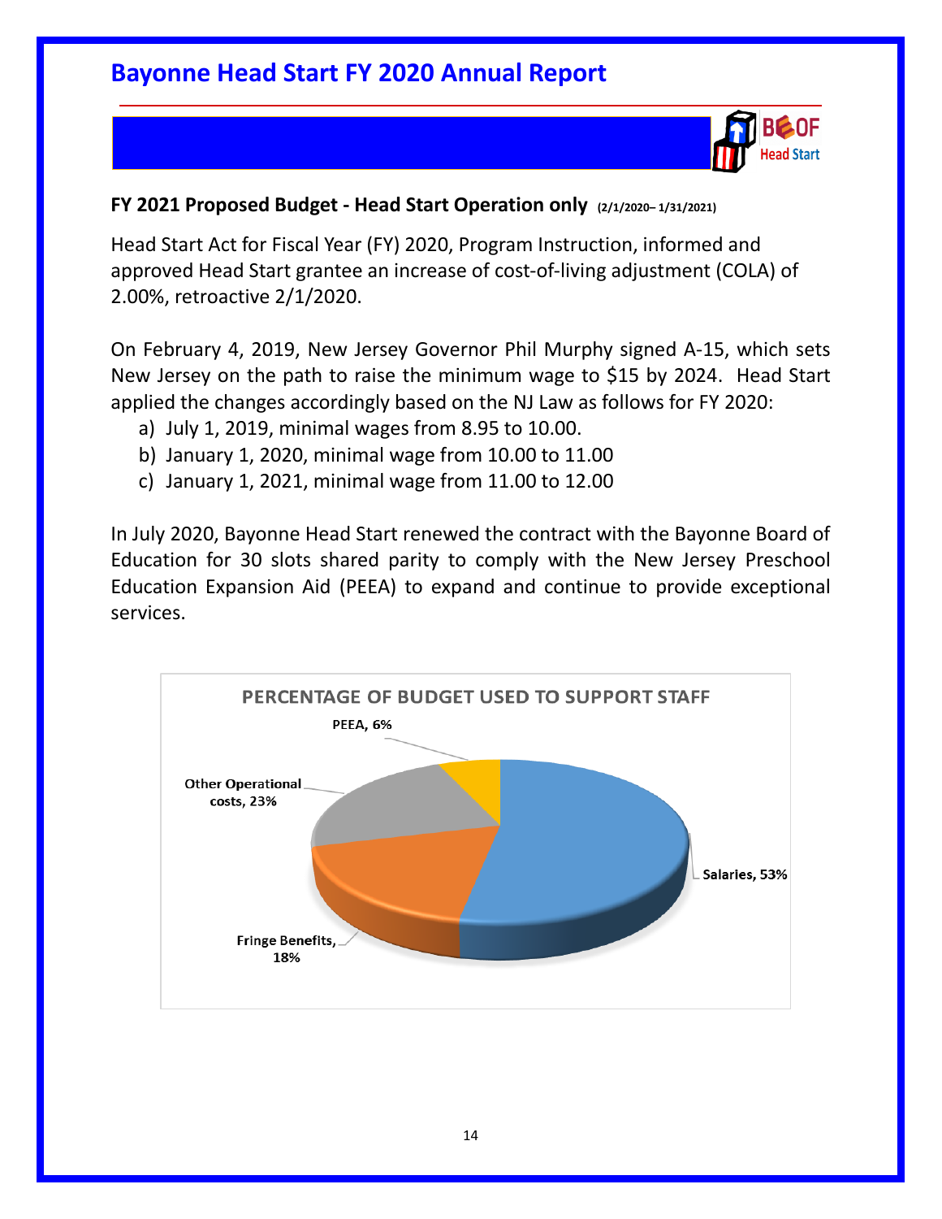# Bayonne Head Start FY 2020 Annual Report

**FY 2021 Proposed Budget - Head Start Operation only** (2/1/2020– 1/31/2021)

Head Start Act for Fiscal Year (FY) 2020, Program Instruction, informed and approved Head Start grantee an increase of cost-of-living adjustment (COLA) of 2.00%, retroactive 2/1/2020.

On February 4, 2019, New Jersey Governor Phil Murphy signed A-15, which sets New Jersey on the path to raise the minimum wage to $15 by 2024. Head Start applied the changes accordingly based on the NJ Law as follows for FY 2020:

a) July 1, 2019, minimal wages from 8.95 to 10.00.
b) January 1, 2020, minimal wage from 10.00 to 11.00
c) January 1, 2021, minimal wage from 11.00 to 12.00

In July 2020, Bayonne Head Start renewed the contract with the Bayonne Board of Education for 30 slots shared parity to comply with the New Jersey Preschool Education Expansion Aid (PEEA) to expand and continue to provide exceptional services.

**PERCENTAGE OF BUDGET USED TO SUPPORT STAFF**

| Category | Percentage |
|---|---|
| Salaries | 53% |
| Fringe Benefits | 18% |
| Other Operational costs | 23% |
| PEEA | 6% |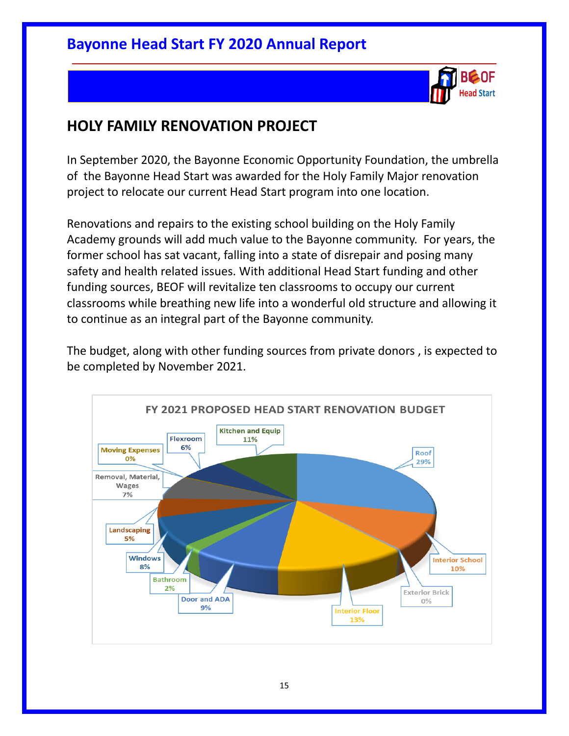## HOLY FAMILY RENOVATION PROJECT

In September 2020, the Bayonne Economic Opportunity Foundation, the umbrella of the Bayonne Head Start was awarded for the Holy Family Major renovation project to relocate our current Head Start program into one location.

Renovations and repairs to the existing school building on the Holy Family Academy grounds will add much value to the Bayonne community. For years, the former school has sat vacant, falling into a state of disrepair and posing many safety and health related issues. With additional Head Start funding and other funding sources, BEOF will revitalize ten classrooms to occupy our current classrooms while breathing new life into a wonderful old structure and allowing it to continue as an integral part of the Bayonne community.

The budget, along with other funding sources from private donors , is expected to be completed by November 2021.

**FY 2021 PROPOSED HEAD START RENOVATION BUDGET**

| Category | Percentage |
|---|---|
| Roof | 29% |
| Interior School | 10% |
| Exterior Brick | 0% |
| Interior Floor | 13% |
| Door and ADA | 9% |
| Bathroom | 2% |
| Windows | 8% |
| Landscaping | 5% |
| Removal, Material, Wages | 7% |
| Moving Expenses | 0% |
| Flexroom | 6% |
| Kitchen and Equip | 11% |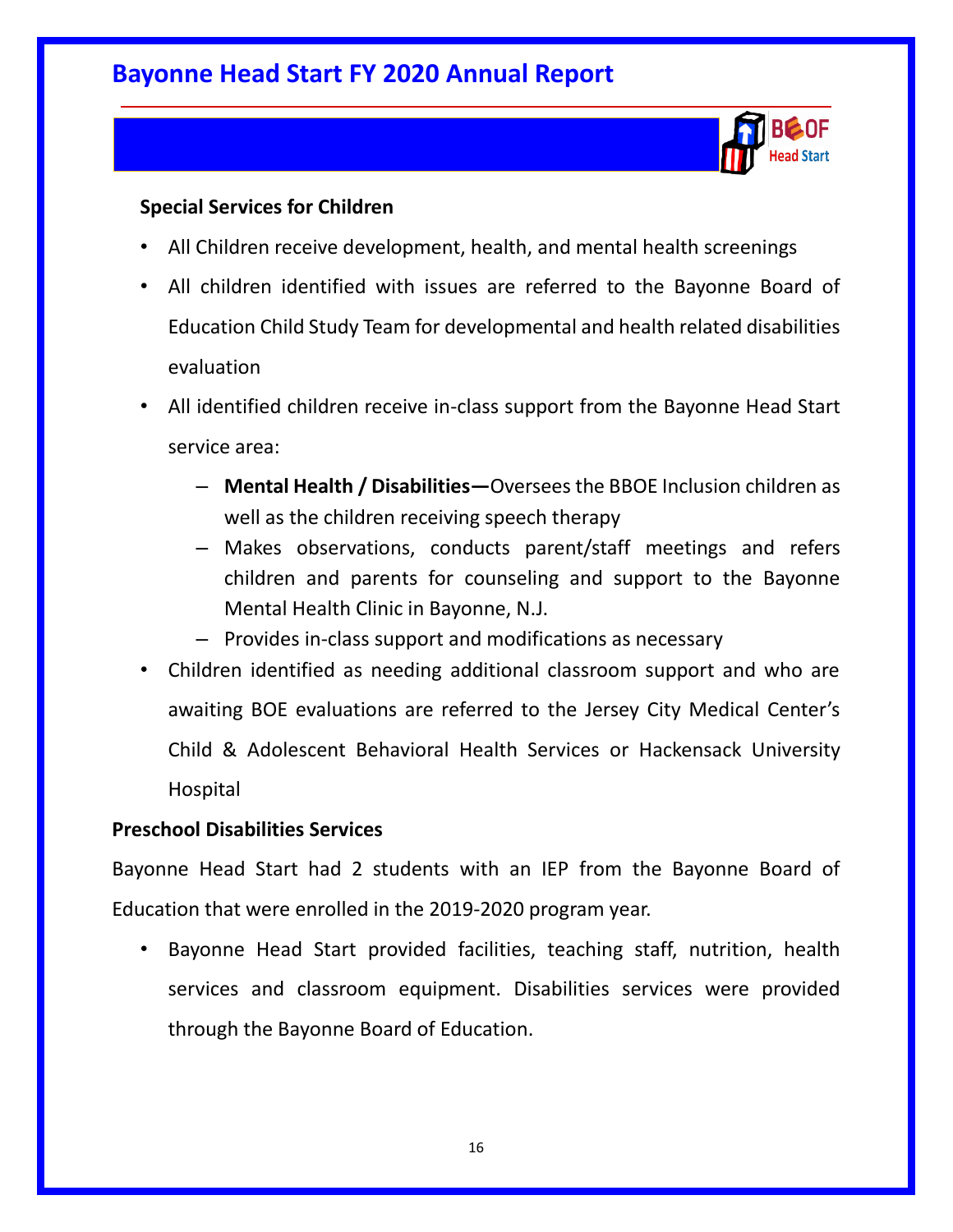## Special Services for Children

- All Children receive development, health, and mental health screenings
- All children identified with issues are referred to the Bayonne Board of Education Child Study Team for developmental and health related disabilities evaluation
- All identified children receive in-class support from the Bayonne Head Start service area:
  - **Mental Health / Disabilities—**Oversees the BBOE Inclusion children as well as the children receiving speech therapy
  - Makes observations, conducts parent/staff meetings and refers children and parents for counseling and support to the Bayonne Mental Health Clinic in Bayonne, N.J.
  - Provides in-class support and modifications as necessary
- Children identified as needing additional classroom support and who are awaiting BOE evaluations are referred to the Jersey City Medical Center's Child & Adolescent Behavioral Health Services or Hackensack University Hospital

## Preschool Disabilities Services

Bayonne Head Start had 2 students with an IEP from the Bayonne Board of Education that were enrolled in the 2019-2020 program year.

- Bayonne Head Start provided facilities, teaching staff, nutrition, health services and classroom equipment. Disabilities services were provided through the Bayonne Board of Education.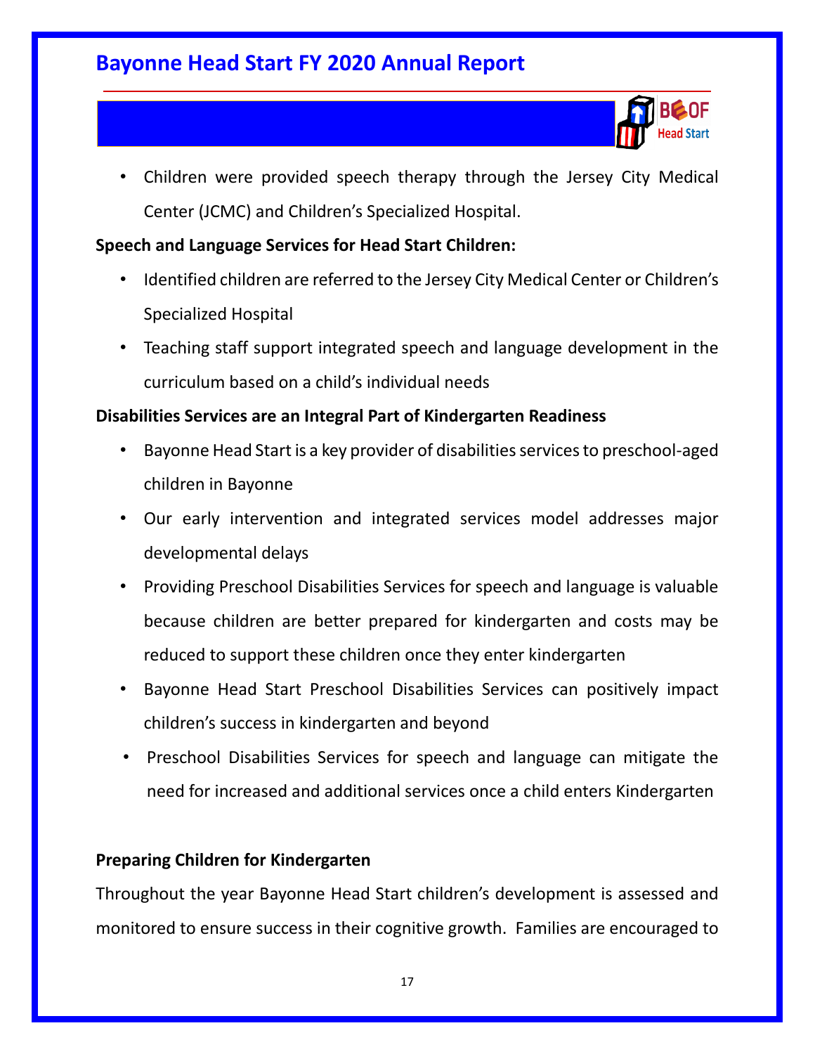- Children were provided speech therapy through the Jersey City Medical Center (JCMC) and Children's Specialized Hospital.

**Speech and Language Services for Head Start Children:**

- Identified children are referred to the Jersey City Medical Center or Children's Specialized Hospital
- Teaching staff support integrated speech and language development in the curriculum based on a child's individual needs

**Disabilities Services are an Integral Part of Kindergarten Readiness**

- Bayonne Head Start is a key provider of disabilities services to preschool-aged children in Bayonne
- Our early intervention and integrated services model addresses major developmental delays
- Providing Preschool Disabilities Services for speech and language is valuable because children are better prepared for kindergarten and costs may be reduced to support these children once they enter kindergarten
- Bayonne Head Start Preschool Disabilities Services can positively impact children's success in kindergarten and beyond
- Preschool Disabilities Services for speech and language can mitigate the need for increased and additional services once a child enters Kindergarten

**Preparing Children for Kindergarten**

Throughout the year Bayonne Head Start children's development is assessed and monitored to ensure success in their cognitive growth. Families are encouraged to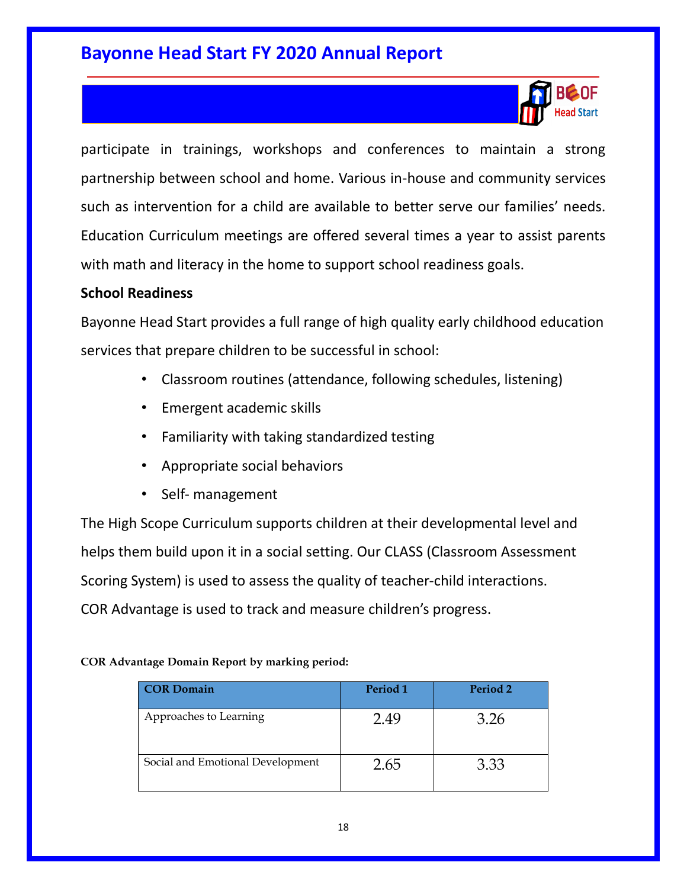participate in trainings, workshops and conferences to maintain a strong partnership between school and home. Various in-house and community services such as intervention for a child are available to better serve our families' needs. Education Curriculum meetings are offered several times a year to assist parents with math and literacy in the home to support school readiness goals.

**School Readiness**

Bayonne Head Start provides a full range of high quality early childhood education services that prepare children to be successful in school:

- Classroom routines (attendance, following schedules, listening)
- Emergent academic skills
- Familiarity with taking standardized testing
- Appropriate social behaviors
- Self- management

The High Scope Curriculum supports children at their developmental level and helps them build upon it in a social setting. Our CLASS (Classroom Assessment Scoring System) is used to assess the quality of teacher-child interactions. COR Advantage is used to track and measure children's progress.

**COR Advantage Domain Report by marking period:**

| COR Domain | Period 1 | Period 2 |
| --- | --- | --- |
| Approaches to Learning | 2.49 | 3.26 |
| Social and Emotional Development | 2.65 | 3.33 |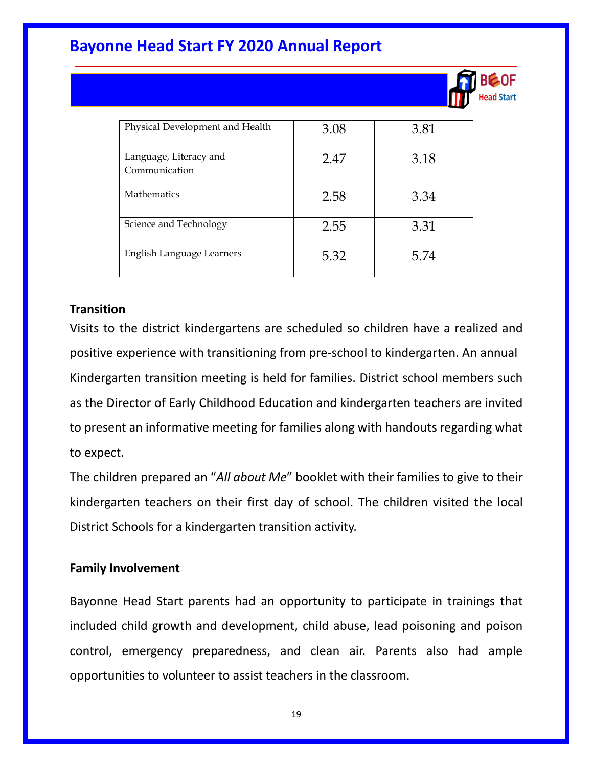| Physical Development and Health | 3.08 | 3.81 |
|---|---|---|
| Language, Literacy and Communication | 2.47 | 3.18 |
| Mathematics | 2.58 | 3.34 |
| Science and Technology | 2.55 | 3.31 |
| English Language Learners | 5.32 | 5.74 |

**Transition**

Visits to the district kindergartens are scheduled so children have a realized and positive experience with transitioning from pre-school to kindergarten. An annual Kindergarten transition meeting is held for families. District school members such as the Director of Early Childhood Education and kindergarten teachers are invited to present an informative meeting for families along with handouts regarding what to expect.

The children prepared an "*All about Me*" booklet with their families to give to their kindergarten teachers on their first day of school. The children visited the local District Schools for a kindergarten transition activity.

**Family Involvement**

Bayonne Head Start parents had an opportunity to participate in trainings that included child growth and development, child abuse, lead poisoning and poison control, emergency preparedness, and clean air. Parents also had ample opportunities to volunteer to assist teachers in the classroom.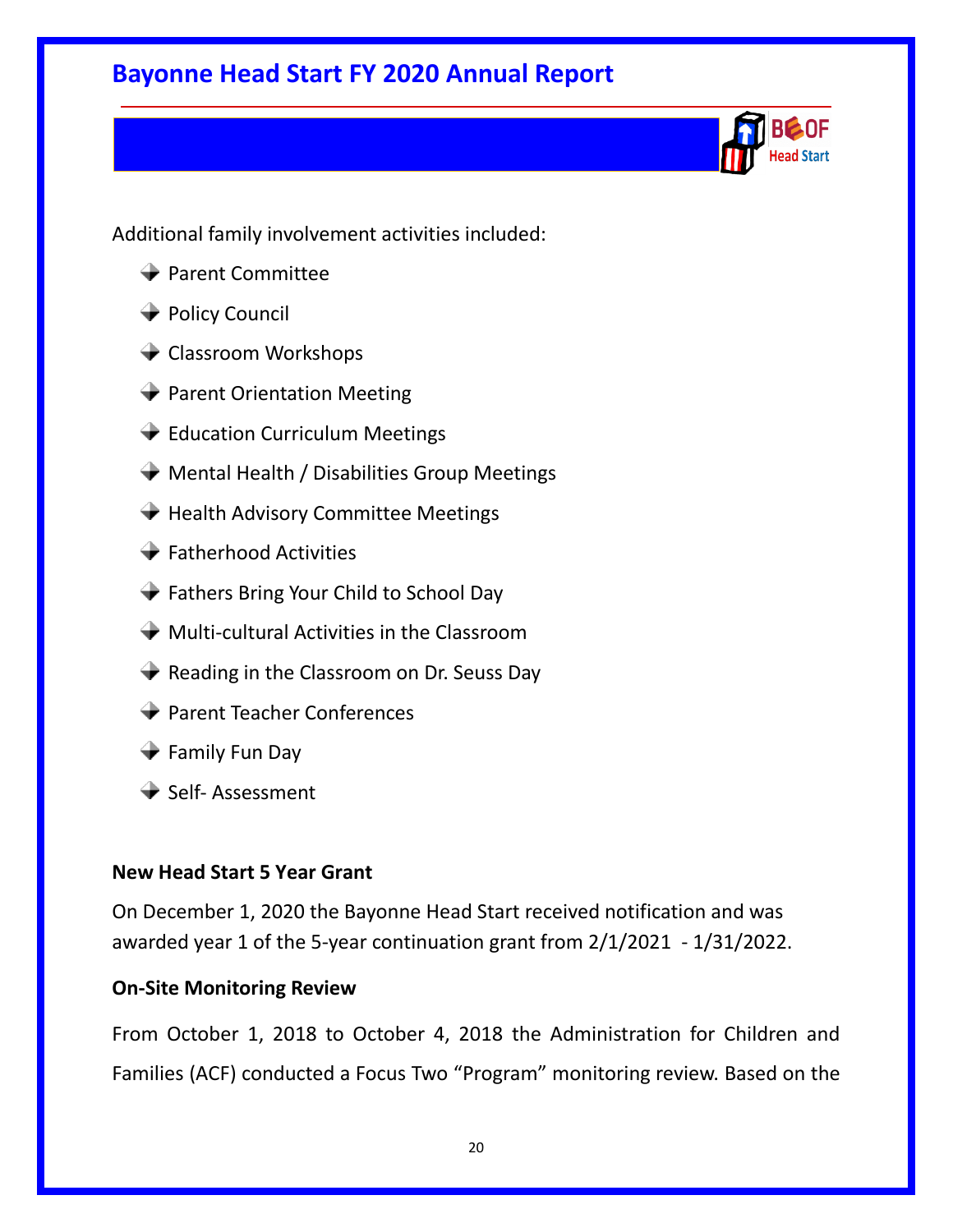Additional family involvement activities included:

- Parent Committee
- Policy Council
- Classroom Workshops
- Parent Orientation Meeting
- Education Curriculum Meetings
- Mental Health / Disabilities Group Meetings
- Health Advisory Committee Meetings
- Fatherhood Activities
- Fathers Bring Your Child to School Day
- Multi-cultural Activities in the Classroom
- Reading in the Classroom on Dr. Seuss Day
- Parent Teacher Conferences
- Family Fun Day
- Self- Assessment

**New Head Start 5 Year Grant**

On December 1, 2020 the Bayonne Head Start received notification and was awarded year 1 of the 5-year continuation grant from 2/1/2021 - 1/31/2022.

**On-Site Monitoring Review**

From October 1, 2018 to October 4, 2018 the Administration for Children and Families (ACF) conducted a Focus Two "Program" monitoring review. Based on the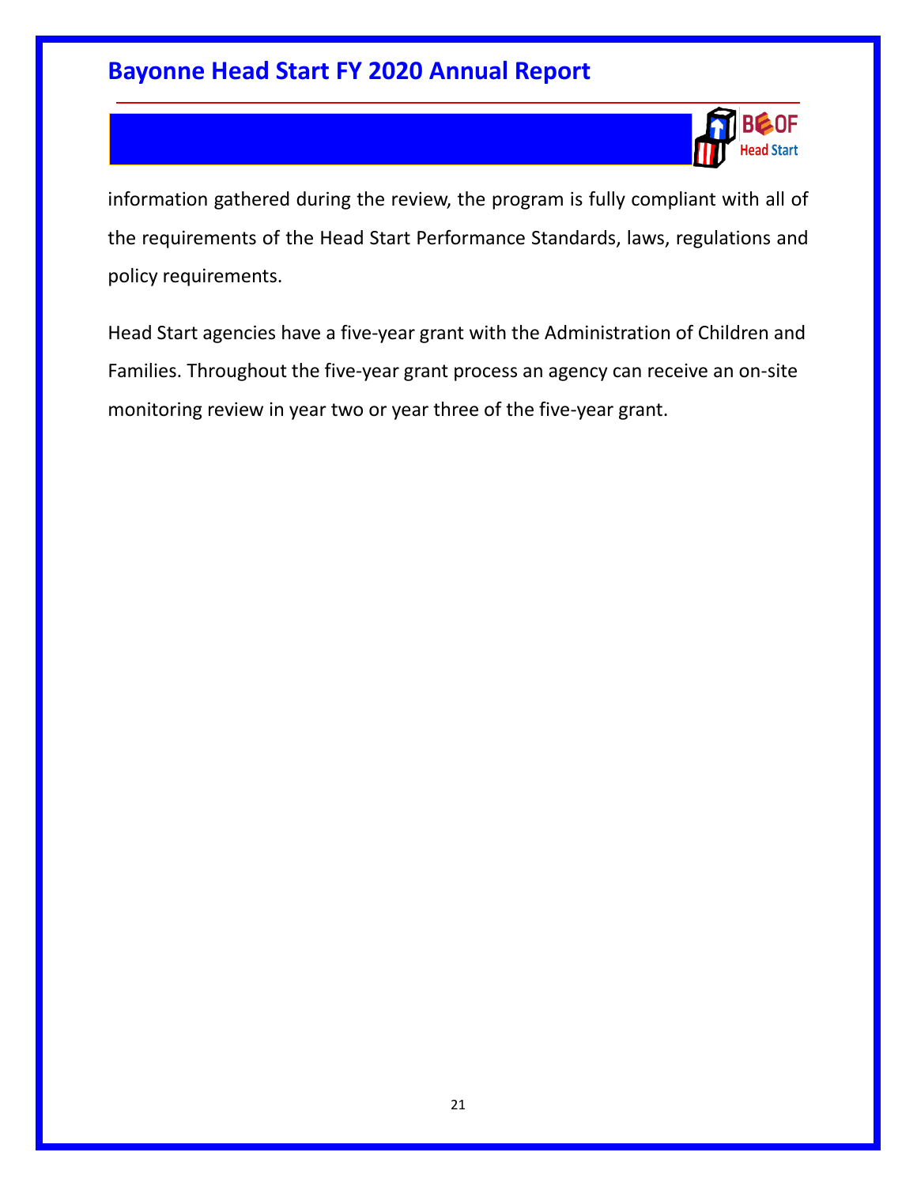information gathered during the review, the program is fully compliant with all of the requirements of the Head Start Performance Standards, laws, regulations and policy requirements.

Head Start agencies have a five-year grant with the Administration of Children and Families. Throughout the five-year grant process an agency can receive an on-site monitoring review in year two or year three of the five-year grant.